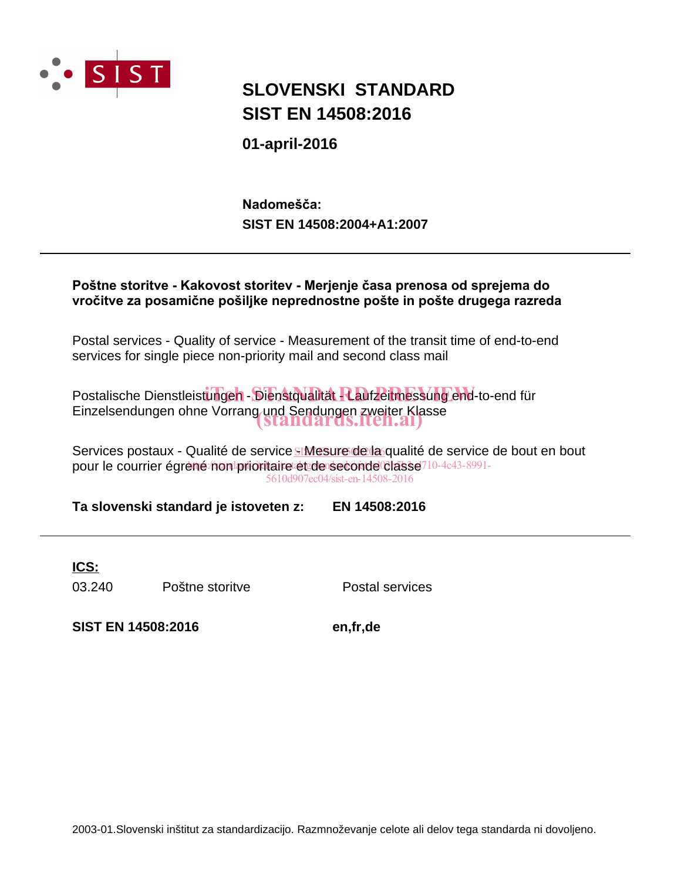# SLOVENSKI STANDARD
# SIST EN 14508:2016

**01-april-2016**

**Nadomešča:**
**SIST EN 14508:2004+A1:2007**

---

**Poštne storitve - Kakovost storitev - Merjenje časa prenosa od sprejema do vročitve za posamične pošiljke neprednostne pošte in pošte drugega razreda**

Postal services - Quality of service - Measurement of the transit time of end-to-end services for single piece non-priority mail and second class mail

Postalische Dienstleistungen - Dienstqualität - Laufzeitmessung end-to-end für Einzelsendungen ohne Vorrang und Sendungen zweiter Klasse

Services postaux - Qualité de service - Mesure de la qualité de service de bout en bout pour le courrier égrené non prioritaire et de seconde classe

**Ta slovenski standard je istoveten z: EN 14508:2016**

---

**ICS:**

| | | |
|---|---|---|
| 03.240 | Poštne storitve | Postal services |

**SIST EN 14508:2016** **en,fr,de**

2003-01.Slovenski inštitut za standardizacijo. Razmnoževanje celote ali delov tega standarda ni dovoljeno.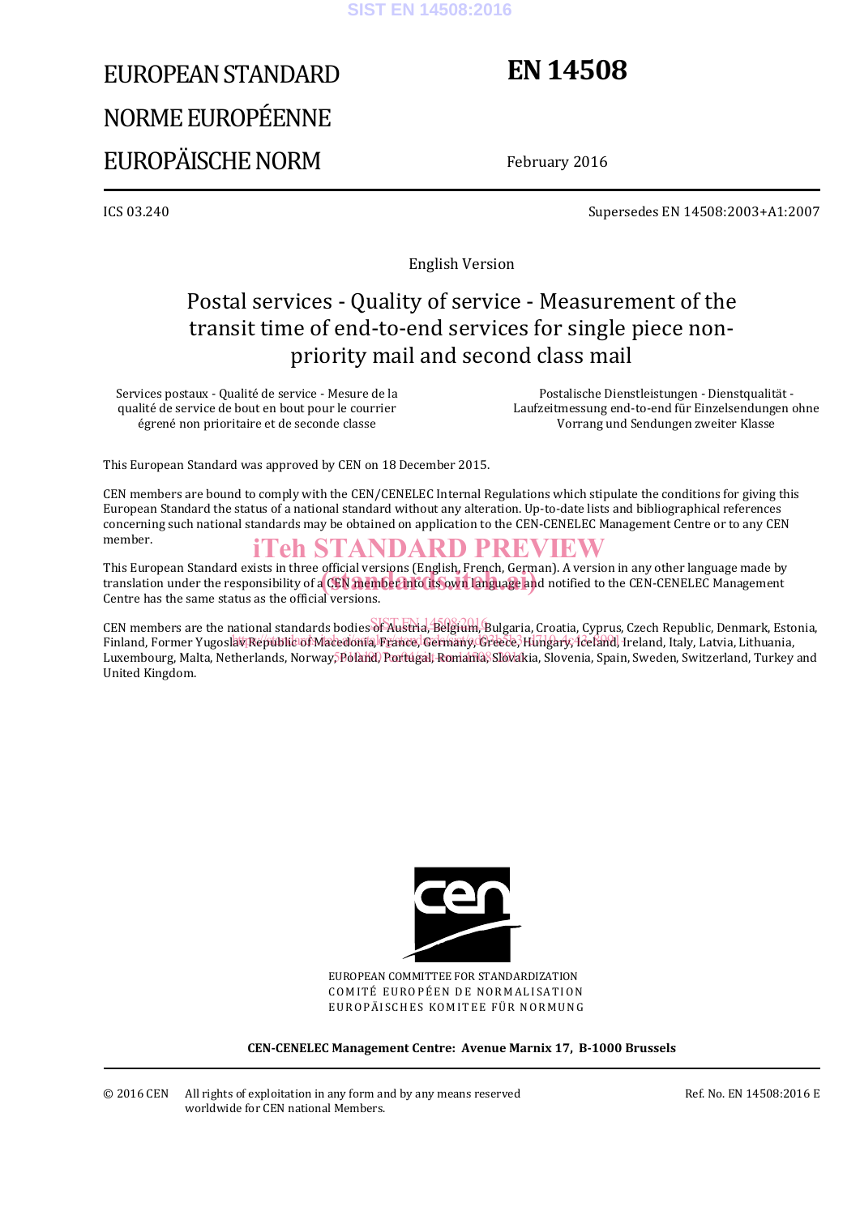# EUROPEAN STANDARD

# NORME EUROPÉENNE

# EUROPÄISCHE NORM

**EN 14508**

February 2016

ICS 03.240

Supersedes EN 14508:2003+A1:2007

English Version

## Postal services - Quality of service - Measurement of the transit time of end-to-end services for single piece non-priority mail and second class mail

Services postaux - Qualité de service - Mesure de la qualité de service de bout en bout pour le courrier égrené non prioritaire et de seconde classe

Postalische Dienstleistungen - Dienstqualität - Laufzeitmessung end-to-end für Einzelsendungen ohne Vorrang und Sendungen zweiter Klasse

This European Standard was approved by CEN on 18 December 2015.

CEN members are bound to comply with the CEN/CENELEC Internal Regulations which stipulate the conditions for giving this European Standard the status of a national standard without any alteration. Up-to-date lists and bibliographical references concerning such national standards may be obtained on application to the CEN-CENELEC Management Centre or to any CEN member.

This European Standard exists in three official versions (English, French, German). A version in any other language made by translation under the responsibility of a CEN member into its own language and notified to the CEN-CENELEC Management Centre has the same status as the official versions.

CEN members are the national standards bodies of Austria, Belgium, Bulgaria, Croatia, Cyprus, Czech Republic, Denmark, Estonia, Finland, Former Yugoslav Republic of Macedonia, France, Germany, Greece, Hungary, Iceland, Ireland, Italy, Latvia, Lithuania, Luxembourg, Malta, Netherlands, Norway, Poland, Portugal, Romania, Slovakia, Slovenia, Spain, Sweden, Switzerland, Turkey and United Kingdom.

EUROPEAN COMMITTEE FOR STANDARDIZATION
COMITÉ EUROPÉEN DE NORMALISATION
EUROPÄISCHES KOMITEE FÜR NORMUNG

**CEN-CENELEC Management Centre: Avenue Marnix 17, B-1000 Brussels**

© 2016 CEN All rights of exploitation in any form and by any means reserved worldwide for CEN national Members.

Ref. No. EN 14508:2016 E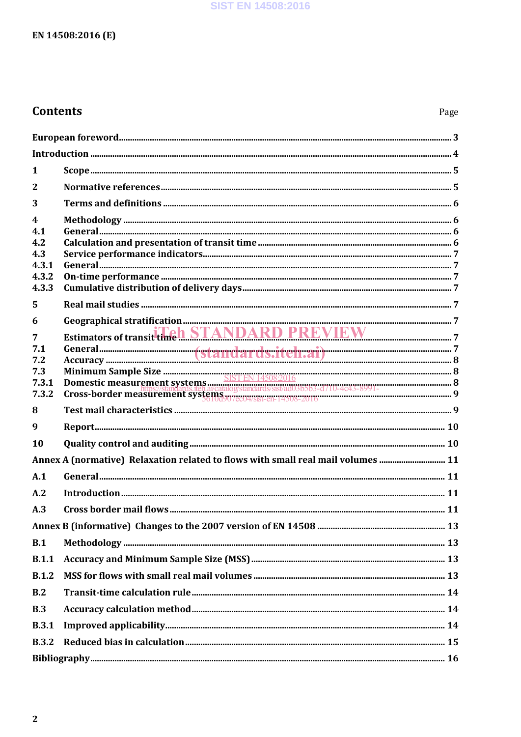# Contents

Page

European foreword ... 3

Introduction ... 4

1 Scope ... 5

2 Normative references ... 5

3 Terms and definitions ... 6

4 Methodology ... 6

4.1 General ... 6

4.2 Calculation and presentation of transit time ... 6

4.3 Service performance indicators ... 7

4.3.1 General ... 7

4.3.2 On-time performance ... 7

4.3.3 Cumulative distribution of delivery days ... 7

5 Real mail studies ... 7

6 Geographical stratification ... 7

7 Estimators of transit time ... 7

7.1 General ... 7

7.2 Accuracy ... 8

7.3 Minimum Sample Size ... 8

7.3.1 Domestic measurement systems ... 8

7.3.2 Cross-border measurement systems ... 9

8 Test mail characteristics ... 9

9 Report ... 10

10 Quality control and auditing ... 10

Annex A (normative) Relaxation related to flows with small real mail volumes ... 11

A.1 General ... 11

A.2 Introduction ... 11

A.3 Cross border mail flows ... 11

Annex B (informative) Changes to the 2007 version of EN 14508 ... 13

B.1 Methodology ... 13

B.1.1 Accuracy and Minimum Sample Size (MSS) ... 13

B.1.2 MSS for flows with small real mail volumes ... 13

B.2 Transit-time calculation rule ... 14

B.3 Accuracy calculation method ... 14

B.3.1 Improved applicability ... 14

B.3.2 Reduced bias in calculation ... 15

Bibliography ... 16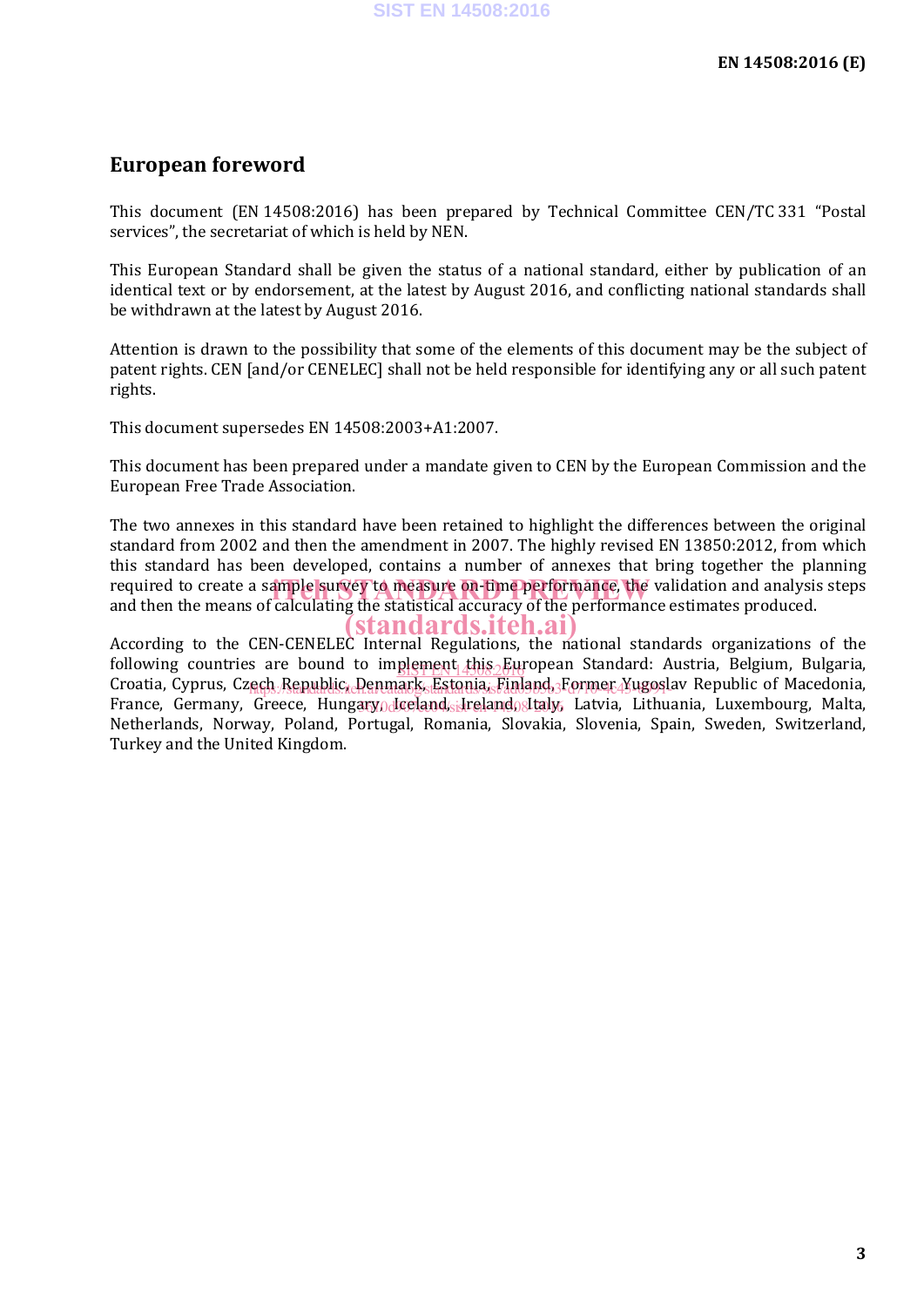# European foreword

This document (EN 14508:2016) has been prepared by Technical Committee CEN/TC 331 "Postal services", the secretariat of which is held by NEN.

This European Standard shall be given the status of a national standard, either by publication of an identical text or by endorsement, at the latest by August 2016, and conflicting national standards shall be withdrawn at the latest by August 2016.

Attention is drawn to the possibility that some of the elements of this document may be the subject of patent rights. CEN [and/or CENELEC] shall not be held responsible for identifying any or all such patent rights.

This document supersedes EN 14508:2003+A1:2007.

This document has been prepared under a mandate given to CEN by the European Commission and the European Free Trade Association.

The two annexes in this standard have been retained to highlight the differences between the original standard from 2002 and then the amendment in 2007. The highly revised EN 13850:2012, from which this standard has been developed, contains a number of annexes that bring together the planning required to create a sample survey to measure on-time performance, the validation and analysis steps and then the means of calculating the statistical accuracy of the performance estimates produced.

According to the CEN-CENELEC Internal Regulations, the national standards organizations of the following countries are bound to implement this European Standard: Austria, Belgium, Bulgaria, Croatia, Cyprus, Czech Republic, Denmark, Estonia, Finland, Former Yugoslav Republic of Macedonia, France, Germany, Greece, Hungary, Iceland, Ireland, Italy, Latvia, Lithuania, Luxembourg, Malta, Netherlands, Norway, Poland, Portugal, Romania, Slovakia, Slovenia, Spain, Sweden, Switzerland, Turkey and the United Kingdom.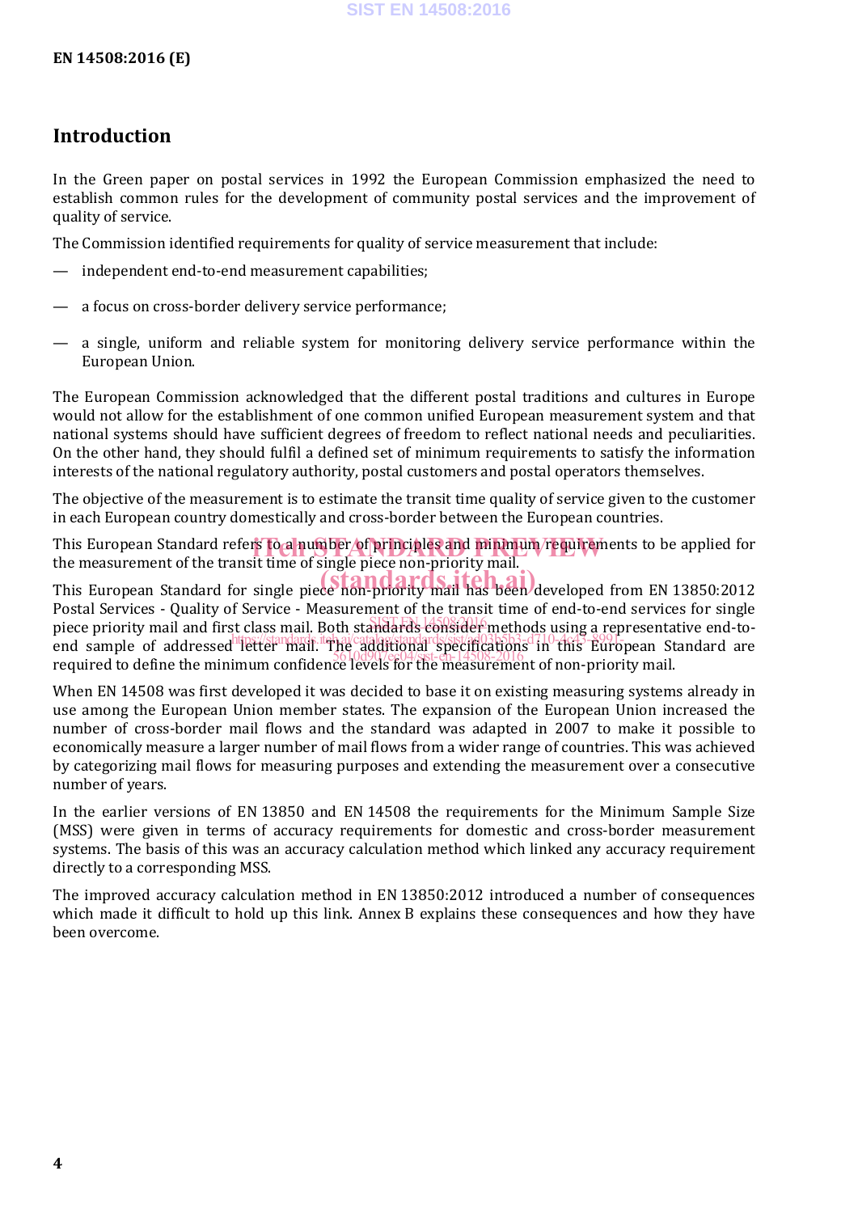## Introduction

In the Green paper on postal services in 1992 the European Commission emphasized the need to establish common rules for the development of community postal services and the improvement of quality of service.

The Commission identified requirements for quality of service measurement that include:

— independent end-to-end measurement capabilities;

— a focus on cross-border delivery service performance;

— a single, uniform and reliable system for monitoring delivery service performance within the European Union.

The European Commission acknowledged that the different postal traditions and cultures in Europe would not allow for the establishment of one common unified European measurement system and that national systems should have sufficient degrees of freedom to reflect national needs and peculiarities. On the other hand, they should fulfil a defined set of minimum requirements to satisfy the information interests of the national regulatory authority, postal customers and postal operators themselves.

The objective of the measurement is to estimate the transit time quality of service given to the customer in each European country domestically and cross-border between the European countries.

This European Standard refers to a number of principles and minimum requirements to be applied for the measurement of the transit time of single piece non-priority mail.

This European Standard for single piece non-priority mail has been developed from EN 13850:2012 Postal Services - Quality of Service - Measurement of the transit time of end-to-end services for single piece priority mail and first class mail. Both standards consider methods using a representative end-to-end sample of addressed letter mail. The additional specifications in this European Standard are required to define the minimum confidence levels for the measurement of non-priority mail.

When EN 14508 was first developed it was decided to base it on existing measuring systems already in use among the European Union member states. The expansion of the European Union increased the number of cross-border mail flows and the standard was adapted in 2007 to make it possible to economically measure a larger number of mail flows from a wider range of countries. This was achieved by categorizing mail flows for measuring purposes and extending the measurement over a consecutive number of years.

In the earlier versions of EN 13850 and EN 14508 the requirements for the Minimum Sample Size (MSS) were given in terms of accuracy requirements for domestic and cross-border measurement systems. The basis of this was an accuracy calculation method which linked any accuracy requirement directly to a corresponding MSS.

The improved accuracy calculation method in EN 13850:2012 introduced a number of consequences which made it difficult to hold up this link. Annex B explains these consequences and how they have been overcome.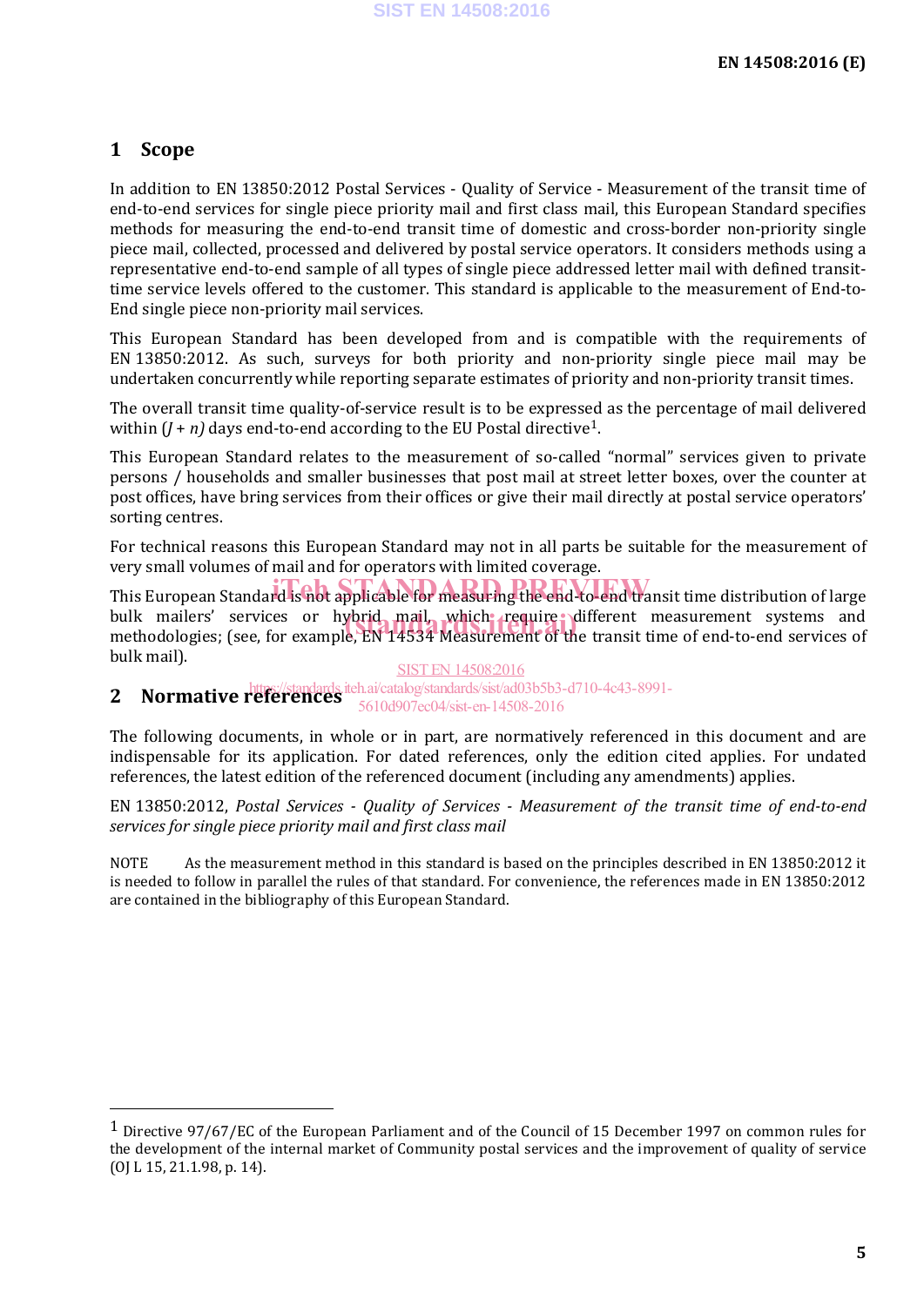# 1 Scope

In addition to EN 13850:2012 Postal Services - Quality of Service - Measurement of the transit time of end-to-end services for single piece priority mail and first class mail, this European Standard specifies methods for measuring the end-to-end transit time of domestic and cross-border non-priority single piece mail, collected, processed and delivered by postal service operators. It considers methods using a representative end-to-end sample of all types of single piece addressed letter mail with defined transit-time service levels offered to the customer. This standard is applicable to the measurement of End-to-End single piece non-priority mail services.

This European Standard has been developed from and is compatible with the requirements of EN 13850:2012. As such, surveys for both priority and non-priority single piece mail may be undertaken concurrently while reporting separate estimates of priority and non-priority transit times.

The overall transit time quality-of-service result is to be expressed as the percentage of mail delivered within $(J + n)$ days end-to-end according to the EU Postal directive[1].

This European Standard relates to the measurement of so-called "normal" services given to private persons / households and smaller businesses that post mail at street letter boxes, over the counter at post offices, have bring services from their offices or give their mail directly at postal service operators' sorting centres.

For technical reasons this European Standard may not in all parts be suitable for the measurement of very small volumes of mail and for operators with limited coverage.

This European Standard is not applicable for measuring the end-to-end transit time distribution of large bulk mailers' services or hybrid mail, which require different measurement systems and methodologies; (see, for example, EN 14534 Measurement of the transit time of end-to-end services of bulk mail).

# 2 Normative references

The following documents, in whole or in part, are normatively referenced in this document and are indispensable for its application. For dated references, only the edition cited applies. For undated references, the latest edition of the referenced document (including any amendments) applies.

EN 13850:2012, *Postal Services - Quality of Services - Measurement of the transit time of end-to-end services for single piece priority mail and first class mail*

NOTE As the measurement method in this standard is based on the principles described in EN 13850:2012 it is needed to follow in parallel the rules of that standard. For convenience, the references made in EN 13850:2012 are contained in the bibliography of this European Standard.

---

[1] Directive 97/67/EC of the European Parliament and of the Council of 15 December 1997 on common rules for the development of the internal market of Community postal services and the improvement of quality of service (OJ L 15, 21.1.98, p. 14).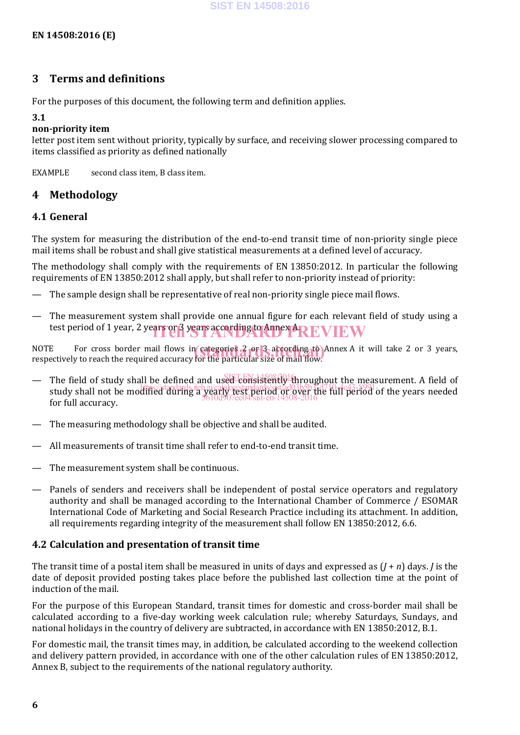## 3 Terms and definitions

For the purposes of this document, the following term and definition applies.

**3.1**
**non-priority item**
letter post item sent without priority, typically by surface, and receiving slower processing compared to items classified as priority as defined nationally

EXAMPLE second class item, B class item.

## 4 Methodology

### 4.1 General

The system for measuring the distribution of the end-to-end transit time of non-priority single piece mail items shall be robust and shall give statistical measurements at a defined level of accuracy.

The methodology shall comply with the requirements of EN 13850:2012. In particular the following requirements of EN 13850:2012 shall apply, but shall refer to non-priority instead of priority:

— The sample design shall be representative of real non-priority single piece mail flows.

— The measurement system shall provide one annual figure for each relevant field of study using a test period of 1 year, 2 years or 3 years according to Annex A.

NOTE For cross border mail flows in categories 2 or 3 according to Annex A it will take 2 or 3 years, respectively to reach the required accuracy for the particular size of mail flow.

— The field of study shall be defined and used consistently throughout the measurement. A field of study shall not be modified during a yearly test period or over the full period of the years needed for full accuracy.

— The measuring methodology shall be objective and shall be audited.

— All measurements of transit time shall refer to end-to-end transit time.

— The measurement system shall be continuous.

— Panels of senders and receivers shall be independent of postal service operators and regulatory authority and shall be managed according to the International Chamber of Commerce / ESOMAR International Code of Marketing and Social Research Practice including its attachment. In addition, all requirements regarding integrity of the measurement shall follow EN 13850:2012, 6.6.

### 4.2 Calculation and presentation of transit time

The transit time of a postal item shall be measured in units of days and expressed as $(J + n)$ days. $J$ is the date of deposit provided posting takes place before the published last collection time at the point of induction of the mail.

For the purpose of this European Standard, transit times for domestic and cross-border mail shall be calculated according to a five-day working week calculation rule; whereby Saturdays, Sundays, and national holidays in the country of delivery are subtracted, in accordance with EN 13850:2012, B.1.

For domestic mail, the transit times may, in addition, be calculated according to the weekend collection and delivery pattern provided, in accordance with one of the other calculation rules of EN 13850:2012, Annex B, subject to the requirements of the national regulatory authority.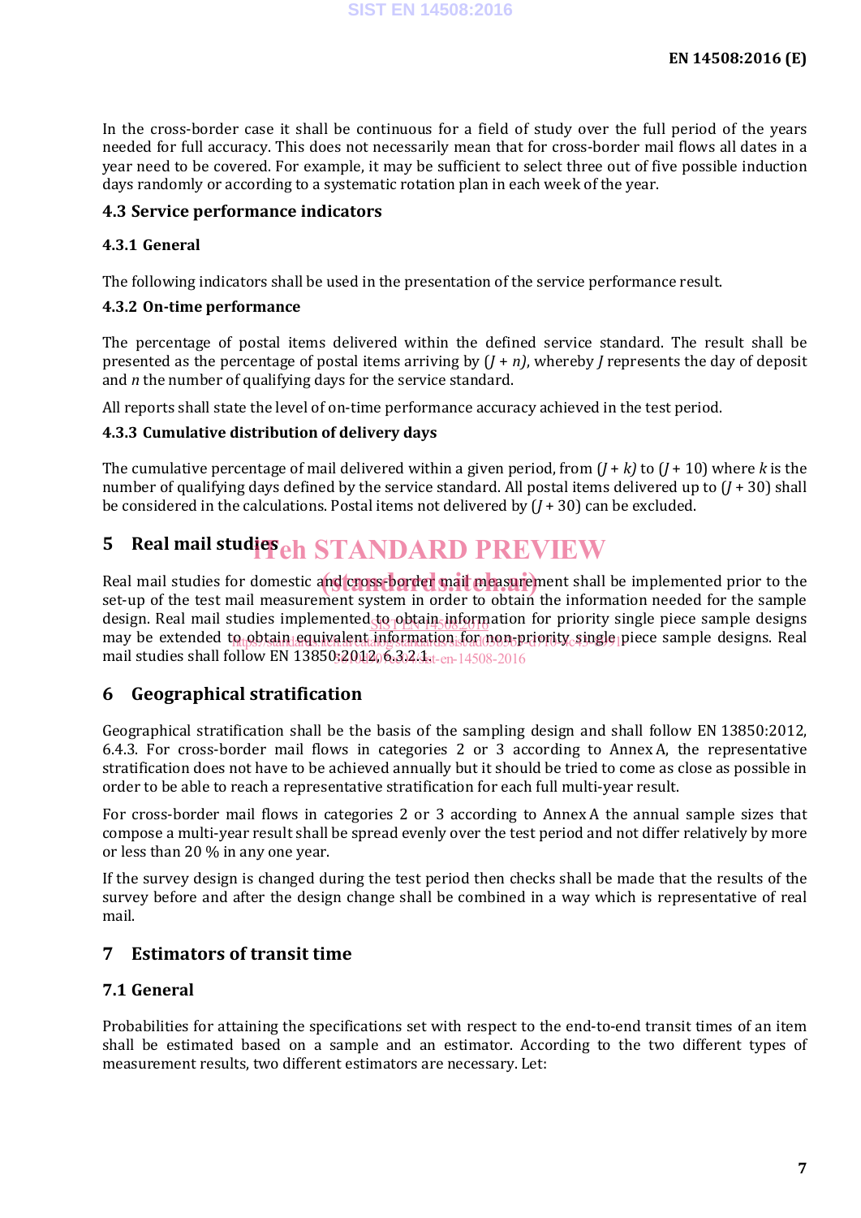In the cross-border case it shall be continuous for a field of study over the full period of the years needed for full accuracy. This does not necessarily mean that for cross-border mail flows all dates in a year need to be covered. For example, it may be sufficient to select three out of five possible induction days randomly or according to a systematic rotation plan in each week of the year.

### 4.3 Service performance indicators

#### 4.3.1 General

The following indicators shall be used in the presentation of the service performance result.

#### 4.3.2 On-time performance

The percentage of postal items delivered within the defined service standard. The result shall be presented as the percentage of postal items arriving by $(J + n)$, whereby $J$ represents the day of deposit and $n$ the number of qualifying days for the service standard.

All reports shall state the level of on-time performance accuracy achieved in the test period.

#### 4.3.3 Cumulative distribution of delivery days

The cumulative percentage of mail delivered within a given period, from $(J + k)$ to $(J + 10)$ where $k$ is the number of qualifying days defined by the service standard. All postal items delivered up to $(J + 30)$ shall be considered in the calculations. Postal items not delivered by $(J + 30)$ can be excluded.

## 5 Real mail studies

Real mail studies for domestic and cross-border mail measurement shall be implemented prior to the set-up of the test mail measurement system in order to obtain the information needed for the sample design. Real mail studies implemented to obtain information for priority single piece sample designs may be extended to obtain equivalent information for non-priority single piece sample designs. Real mail studies shall follow EN 13850:2012, 6.3.2.1.

## 6 Geographical stratification

Geographical stratification shall be the basis of the sampling design and shall follow EN 13850:2012, 6.4.3. For cross-border mail flows in categories 2 or 3 according to Annex A, the representative stratification does not have to be achieved annually but it should be tried to come as close as possible in order to be able to reach a representative stratification for each full multi-year result.

For cross-border mail flows in categories 2 or 3 according to Annex A the annual sample sizes that compose a multi-year result shall be spread evenly over the test period and not differ relatively by more or less than 20 % in any one year.

If the survey design is changed during the test period then checks shall be made that the results of the survey before and after the design change shall be combined in a way which is representative of real mail.

## 7 Estimators of transit time

### 7.1 General

Probabilities for attaining the specifications set with respect to the end-to-end transit times of an item shall be estimated based on a sample and an estimator. According to the two different types of measurement results, two different estimators are necessary. Let: